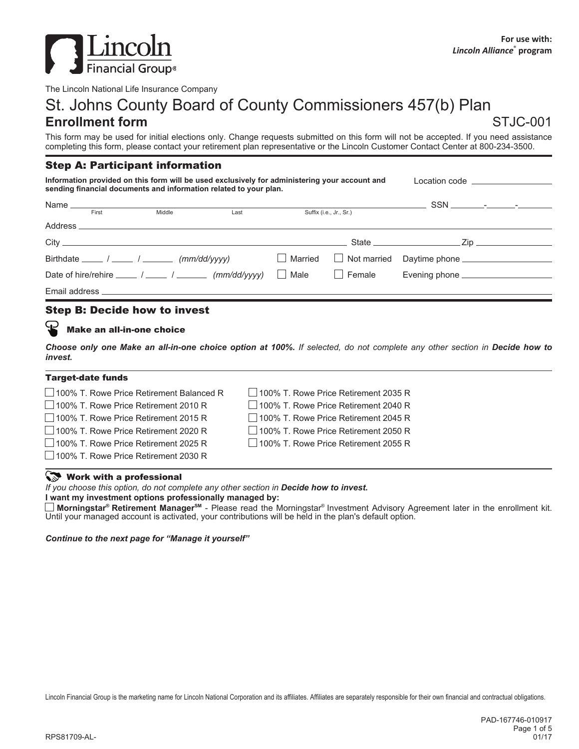**For use with:**
***Lincoln Alliance*® program**

The Lincoln National Life Insurance Company

# St. Johns County Board of County Commissioners 457(b) Plan

## Enrollment form

STJC-001

This form may be used for initial elections only. Change requests submitted on this form will not be accepted. If you need assistance completing this form, please contact your retirement plan representative or the Lincoln Customer Contact Center at 800-234-3500.

## Step A: Participant information

**Information provided on this form will be used exclusively for administering your account and sending financial documents and information related to your plan.**

Location code ____________

Name ______________________________ (First / Middle / Last / Suffix (i.e., Jr., Sr.)) SSN ______-______-______

Address ______________________________

City ____________________ State __________ Zip __________

Birthdate ____ / ____ / ______ *(mm/dd/yyyy)* ☐ Married ☐ Not married Daytime phone ______________

Date of hire/rehire ____ / ____ / ______ *(mm/dd/yyyy)* ☐ Male ☐ Female Evening phone ______________

Email address ______________________________

## Step B: Decide how to invest

### Make an all-in-one choice

***Choose only one Make an all-in-one choice option at 100%.*** *If selected, do not complete any other section in* ***Decide how to invest.***

#### Target-date funds

- ☐ 100% T. Rowe Price Retirement Balanced R
- ☐ 100% T. Rowe Price Retirement 2010 R
- ☐ 100% T. Rowe Price Retirement 2015 R
- ☐ 100% T. Rowe Price Retirement 2020 R
- ☐ 100% T. Rowe Price Retirement 2025 R
- ☐ 100% T. Rowe Price Retirement 2030 R
- ☐ 100% T. Rowe Price Retirement 2035 R
- ☐ 100% T. Rowe Price Retirement 2040 R
- ☐ 100% T. Rowe Price Retirement 2045 R
- ☐ 100% T. Rowe Price Retirement 2050 R
- ☐ 100% T. Rowe Price Retirement 2055 R

### Work with a professional

*If you choose this option, do not complete any other section in* ***Decide how to invest.***

**I want my investment options professionally managed by:**

☐ **Morningstar® Retirement Manager℠** - Please read the Morningstar® Investment Advisory Agreement later in the enrollment kit. Until your managed account is activated, your contributions will be held in the plan's default option.

***Continue to the next page for "Manage it yourself"***

Lincoln Financial Group is the marketing name for Lincoln National Corporation and its affiliates. Affiliates are separately responsible for their own financial and contractual obligations.

PAD-167746-010917
RPS81709-AL-
01/17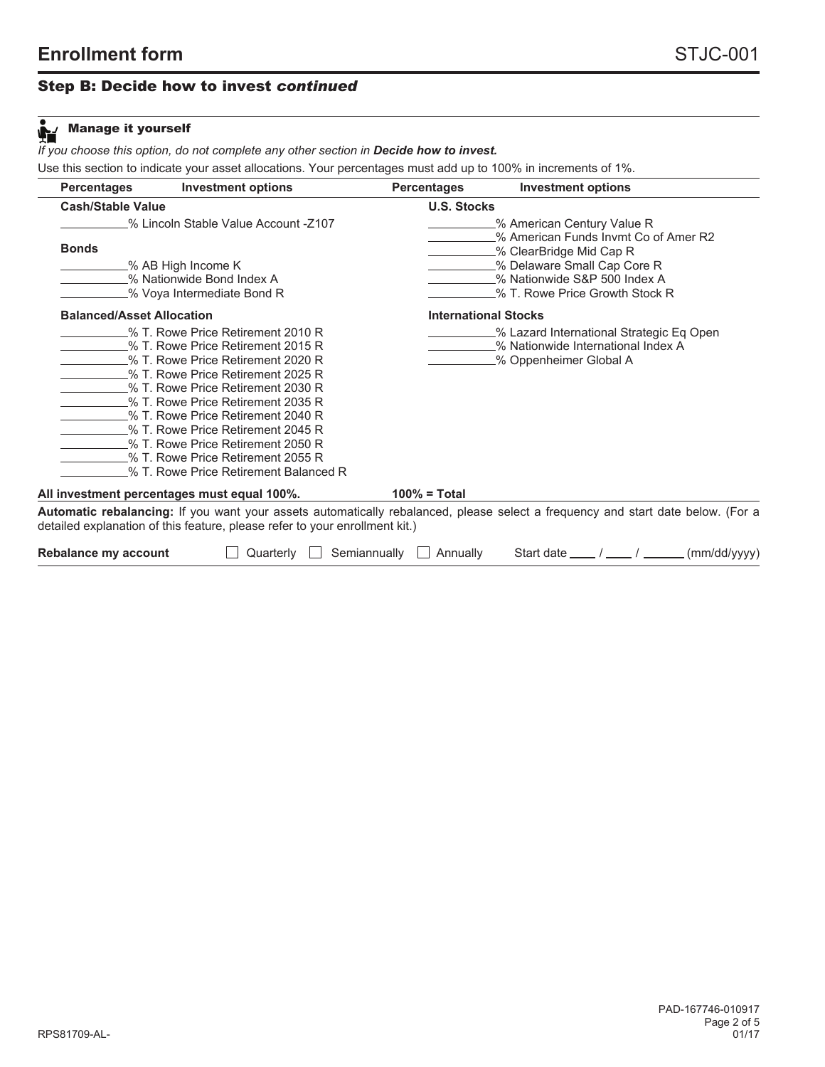# Enrollment form

STJC-001

## Step B: Decide how to invest *continued*

### Manage it yourself

*If you choose this option, do not complete any other section in **Decide how to invest.***

Use this section to indicate your asset allocations. Your percentages must add up to 100% in increments of 1%.

| Percentages | Investment options | Percentages | Investment options |
|---|---|---|---|
| **Cash/Stable Value** | | **U.S. Stocks** | |
| ______% | Lincoln Stable Value Account -Z107 | ______% | American Century Value R |
| | | ______% | American Funds Invmt Co of Amer R2 |
| **Bonds** | | ______% | ClearBridge Mid Cap R |
| ______% | AB High Income K | ______% | Delaware Small Cap Core R |
| ______% | Nationwide Bond Index A | ______% | Nationwide S&P 500 Index A |
| ______% | Voya Intermediate Bond R | ______% | T. Rowe Price Growth Stock R |
| **Balanced/Asset Allocation** | | **International Stocks** | |
| ______% | T. Rowe Price Retirement 2010 R | ______% | Lazard International Strategic Eq Open |
| ______% | T. Rowe Price Retirement 2015 R | ______% | Nationwide International Index A |
| ______% | T. Rowe Price Retirement 2020 R | ______% | Oppenheimer Global A |
| ______% | T. Rowe Price Retirement 2025 R | | |
| ______% | T. Rowe Price Retirement 2030 R | | |
| ______% | T. Rowe Price Retirement 2035 R | | |
| ______% | T. Rowe Price Retirement 2040 R | | |
| ______% | T. Rowe Price Retirement 2045 R | | |
| ______% | T. Rowe Price Retirement 2050 R | | |
| ______% | T. Rowe Price Retirement 2055 R | | |
| ______% | T. Rowe Price Retirement Balanced R | | |

**All investment percentages must equal 100%.** **100% = Total**

**Automatic rebalancing:** If you want your assets automatically rebalanced, please select a frequency and start date below. (For a detailed explanation of this feature, please refer to your enrollment kit.)

**Rebalance my account** ☐ Quarterly ☐ Semiannually ☐ Annually Start date ____ / ____ / ______ (mm/dd/yyyy)

PAD-167746-010917

01/17

RPS81709-AL-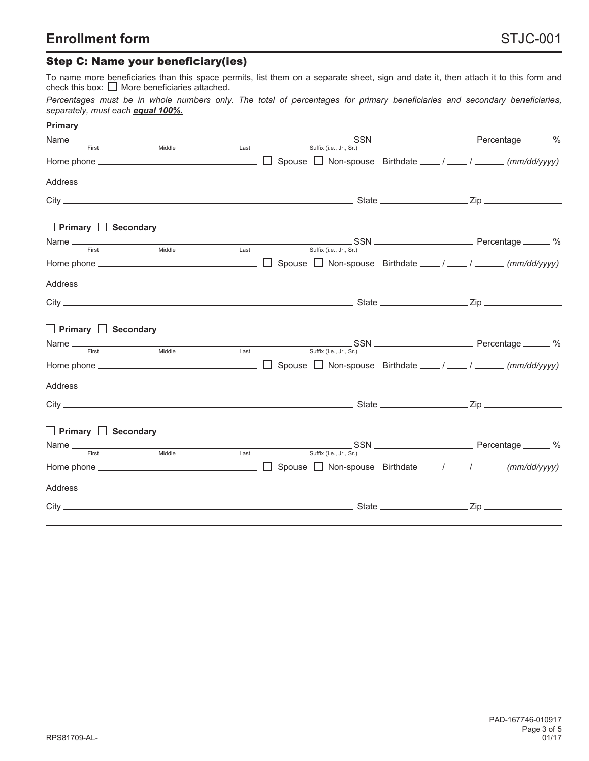# Enrollment form

STJC-001

## Step C: Name your beneficiary(ies)

To name more beneficiaries than this space permits, list them on a separate sheet, sign and date it, then attach it to this form and check this box: ☐ More beneficiaries attached.

*Percentages must be in whole numbers only. The total of percentages for primary beneficiaries and secondary beneficiaries, separately, must each* ***equal 100%.***

---

**Primary**

Name ______________________________________________ SSN ____________________ Percentage ______ %
First Middle Last Suffix (i.e., Jr., Sr.)

Home phone ______________________ ☐ Spouse ☐ Non-spouse Birthdate ____ / ____ / ______ *(mm/dd/yyyy)*

Address ______________________________________________

City ______________________________ State ____________ Zip ____________

---

☐ **Primary** ☐ **Secondary**

Name ______________________________________________ SSN ____________________ Percentage ______ %
First Middle Last Suffix (i.e., Jr., Sr.)

Home phone ______________________ ☐ Spouse ☐ Non-spouse Birthdate ____ / ____ / ______ *(mm/dd/yyyy)*

Address ______________________________________________

City ______________________________ State ____________ Zip ____________

---

☐ **Primary** ☐ **Secondary**

Name ______________________________________________ SSN ____________________ Percentage ______ %
First Middle Last Suffix (i.e., Jr., Sr.)

Home phone ______________________ ☐ Spouse ☐ Non-spouse Birthdate ____ / ____ / ______ *(mm/dd/yyyy)*

Address ______________________________________________

City ______________________________ State ____________ Zip ____________

---

☐ **Primary** ☐ **Secondary**

Name ______________________________________________ SSN ____________________ Percentage ______ %
First Middle Last Suffix (i.e., Jr., Sr.)

Home phone ______________________ ☐ Spouse ☐ Non-spouse Birthdate ____ / ____ / ______ *(mm/dd/yyyy)*

Address ______________________________________________

City ______________________________ State ____________ Zip ____________

---

RPS81709-AL-

PAD-167746-010917

01/17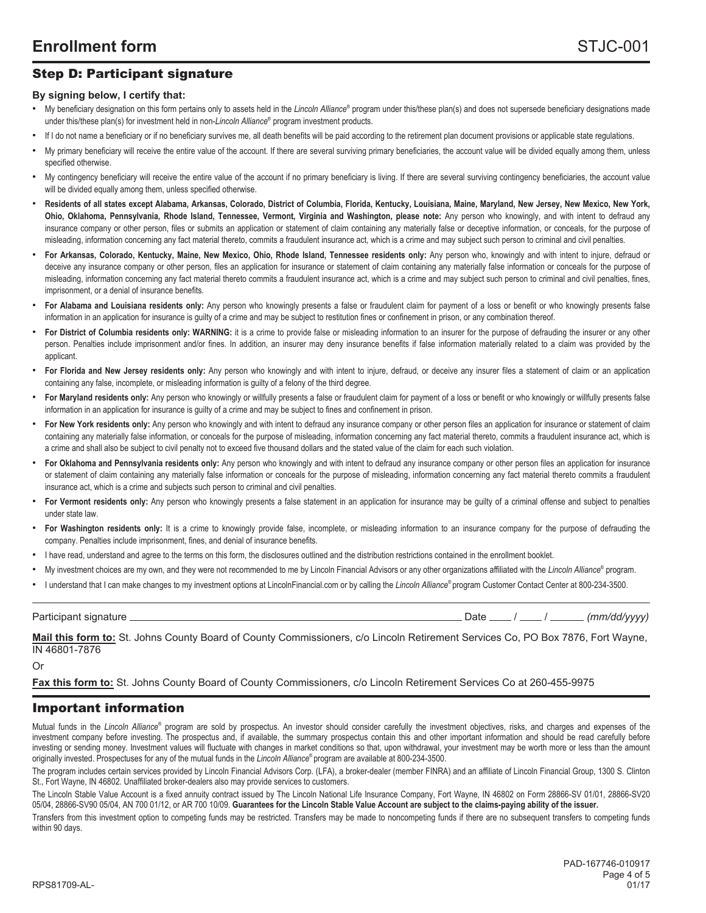# Enrollment form

STJC-001

## Step D: Participant signature

**By signing below, I certify that:**

- My beneficiary designation on this form pertains only to assets held in the *Lincoln Alliance*® program under this/these plan(s) and does not supersede beneficiary designations made under this/these plan(s) for investment held in non-*Lincoln Alliance*® program investment products.
- If I do not name a beneficiary or if no beneficiary survives me, all death benefits will be paid according to the retirement plan document provisions or applicable state regulations.
- My primary beneficiary will receive the entire value of the account. If there are several surviving primary beneficiaries, the account value will be divided equally among them, unless specified otherwise.
- My contingency beneficiary will receive the entire value of the account if no primary beneficiary is living. If there are several surviving contingency beneficiaries, the account value will be divided equally among them, unless specified otherwise.
- **Residents of all states except Alabama, Arkansas, Colorado, District of Columbia, Florida, Kentucky, Louisiana, Maine, Maryland, New Jersey, New Mexico, New York, Ohio, Oklahoma, Pennsylvania, Rhode Island, Tennessee, Vermont, Virginia and Washington, please note:** Any person who knowingly, and with intent to defraud any insurance company or other person, files or submits an application or statement of claim containing any materially false or deceptive information, or conceals, for the purpose of misleading, information concerning any fact material thereto, commits a fraudulent insurance act, which is a crime and may subject such person to criminal and civil penalties.
- **For Arkansas, Colorado, Kentucky, Maine, New Mexico, Ohio, Rhode Island, Tennessee residents only:** Any person who, knowingly and with intent to injure, defraud or deceive any insurance company or other person, files an application for insurance or statement of claim containing any materially false information or conceals for the purpose of misleading, information concerning any fact material thereto commits a fraudulent insurance act, which is a crime and may subject such person to criminal and civil penalties, fines, imprisonment, or a denial of insurance benefits.
- **For Alabama and Louisiana residents only:** Any person who knowingly presents a false or fraudulent claim for payment of a loss or benefit or who knowingly presents false information in an application for insurance is guilty of a crime and may be subject to restitution fines or confinement in prison, or any combination thereof.
- **For District of Columbia residents only: WARNING:** it is a crime to provide false or misleading information to an insurer for the purpose of defrauding the insurer or any other person. Penalties include imprisonment and/or fines. In addition, an insurer may deny insurance benefits if false information materially related to a claim was provided by the applicant.
- **For Florida and New Jersey residents only:** Any person who knowingly and with intent to injure, defraud, or deceive any insurer files a statement of claim or an application containing any false, incomplete, or misleading information is guilty of a felony of the third degree.
- **For Maryland residents only:** Any person who knowingly or willfully presents a false or fraudulent claim for payment of a loss or benefit or who knowingly or willfully presents false information in an application for insurance is guilty of a crime and may be subject to fines and confinement in prison.
- **For New York residents only:** Any person who knowingly and with intent to defraud any insurance company or other person files an application for insurance or statement of claim containing any materially false information, or conceals for the purpose of misleading, information concerning any fact material thereto, commits a fraudulent insurance act, which is a crime and shall also be subject to civil penalty not to exceed five thousand dollars and the stated value of the claim for each such violation.
- **For Oklahoma and Pennsylvania residents only:** Any person who knowingly and with intent to defraud any insurance company or other person files an application for insurance or statement of claim containing any materially false information or conceals for the purpose of misleading, information concerning any fact material thereto commits a fraudulent insurance act, which is a crime and subjects such person to criminal and civil penalties.
- **For Vermont residents only:** Any person who knowingly presents a false statement in an application for insurance may be guilty of a criminal offense and subject to penalties under state law.
- **For Washington residents only:** It is a crime to knowingly provide false, incomplete, or misleading information to an insurance company for the purpose of defrauding the company. Penalties include imprisonment, fines, and denial of insurance benefits.
- I have read, understand and agree to the terms on this form, the disclosures outlined and the distribution restrictions contained in the enrollment booklet.
- My investment choices are my own, and they were not recommended to me by Lincoln Financial Advisors or any other organizations affiliated with the *Lincoln Alliance*® program.
- I understand that I can make changes to my investment options at LincolnFinancial.com or by calling the *Lincoln Alliance*® program Customer Contact Center at 800-234-3500.

Participant signature ______________________________ Date ____ / ____ / ______ *(mm/dd/yyyy)*

**Mail this form to:** St. Johns County Board of County Commissioners, c/o Lincoln Retirement Services Co, PO Box 7876, Fort Wayne, IN 46801-7876

Or

**Fax this form to:** St. Johns County Board of County Commissioners, c/o Lincoln Retirement Services Co at 260-455-9975

## Important information

Mutual funds in the *Lincoln Alliance*® program are sold by prospectus. An investor should consider carefully the investment objectives, risks, and charges and expenses of the investment company before investing. The prospectus and, if available, the summary prospectus contain this and other important information and should be read carefully before investing or sending money. Investment values will fluctuate with changes in market conditions so that, upon withdrawal, your investment may be worth more or less than the amount originally invested. Prospectuses for any of the mutual funds in the *Lincoln Alliance*® program are available at 800-234-3500.

The program includes certain services provided by Lincoln Financial Advisors Corp. (LFA), a broker-dealer (member FINRA) and an affiliate of Lincoln Financial Group, 1300 S. Clinton St., Fort Wayne, IN 46802. Unaffiliated broker-dealers also may provide services to customers.

The Lincoln Stable Value Account is a fixed annuity contract issued by The Lincoln National Life Insurance Company, Fort Wayne, IN 46802 on Form 28866-SV 01/01, 28866-SV20 05/04, 28866-SV90 05/04, AN 700 01/12, or AR 700 10/09. **Guarantees for the Lincoln Stable Value Account are subject to the claims-paying ability of the issuer.**

Transfers from this investment option to competing funds may be restricted. Transfers may be made to noncompeting funds if there are no subsequent transfers to competing funds within 90 days.

PAD-167746-010917

RPS81709-AL-

01/17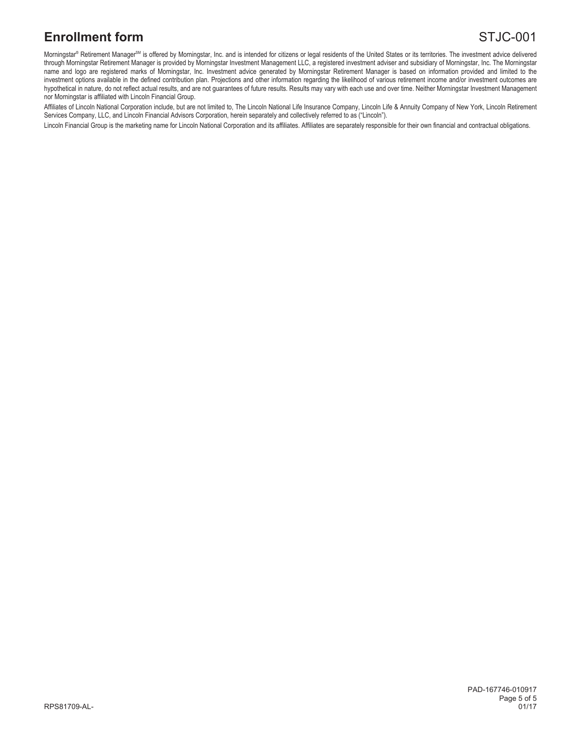# Enrollment form

STJC-001

Morningstar® Retirement Manager℠ is offered by Morningstar, Inc. and is intended for citizens or legal residents of the United States or its territories. The investment advice delivered through Morningstar Retirement Manager is provided by Morningstar Investment Management LLC, a registered investment adviser and subsidiary of Morningstar, Inc. The Morningstar name and logo are registered marks of Morningstar, Inc. Investment advice generated by Morningstar Retirement Manager is based on information provided and limited to the investment options available in the defined contribution plan. Projections and other information regarding the likelihood of various retirement income and/or investment outcomes are hypothetical in nature, do not reflect actual results, and are not guarantees of future results. Results may vary with each use and over time. Neither Morningstar Investment Management nor Morningstar is affiliated with Lincoln Financial Group.

Affiliates of Lincoln National Corporation include, but are not limited to, The Lincoln National Life Insurance Company, Lincoln Life & Annuity Company of New York, Lincoln Retirement Services Company, LLC, and Lincoln Financial Advisors Corporation, herein separately and collectively referred to as ("Lincoln").

Lincoln Financial Group is the marketing name for Lincoln National Corporation and its affiliates. Affiliates are separately responsible for their own financial and contractual obligations.

PAD-167746-010917

RPS81709-AL-

01/17